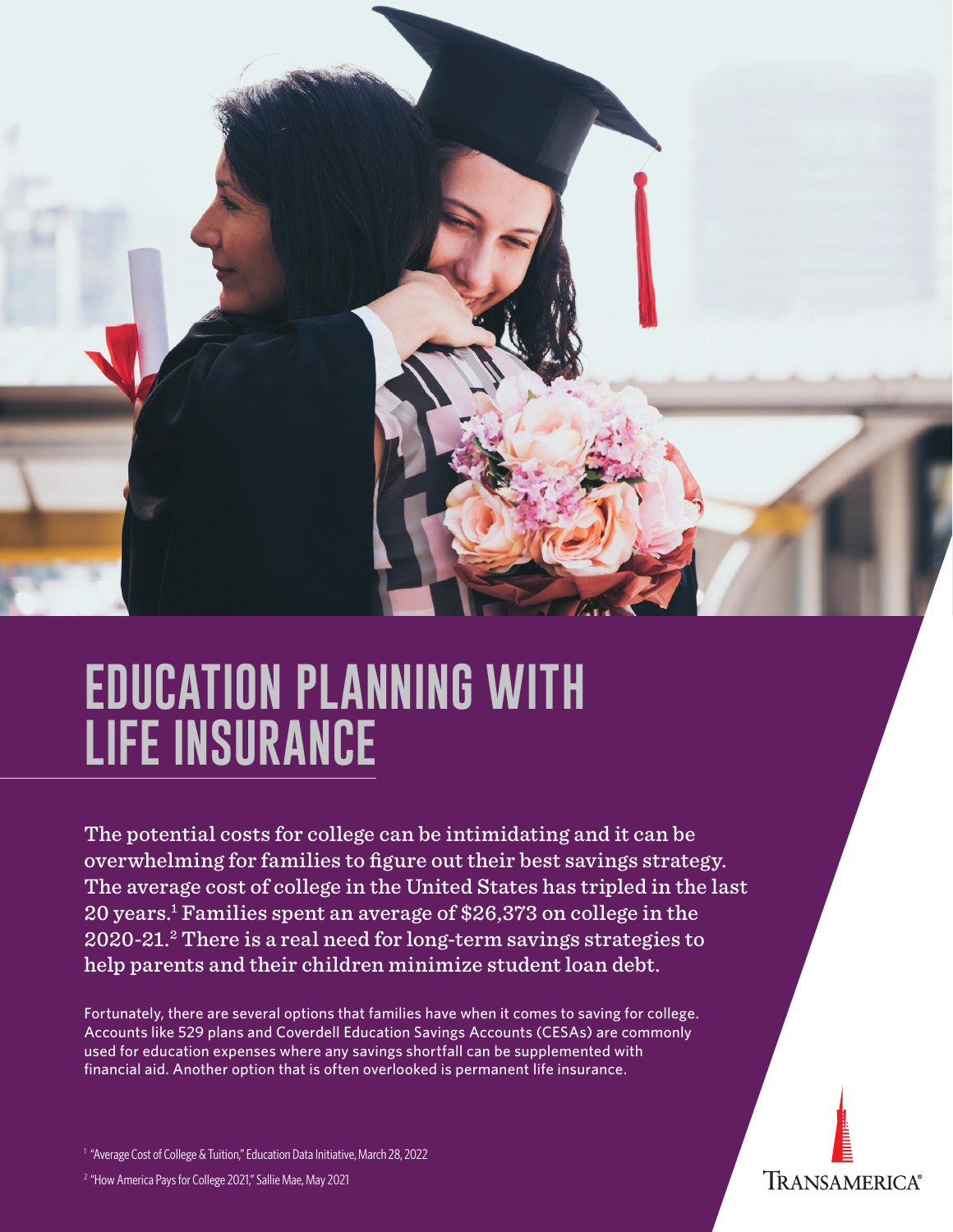# EDUCATION PLANNING WITH LIFE INSURANCE

**The potential costs for college can be intimidating and it can be overwhelming for families to figure out their best savings strategy. The average cost of college in the United States has tripled in the last 20 years.[1] Families spent an average of $26,373 on college in the 2020-21.[2] There is a real need for long-term savings strategies to help parents and their children minimize student loan debt.**

Fortunately, there are several options that families have when it comes to saving for college. Accounts like 529 plans and Coverdell Education Savings Accounts (CESAs) are commonly used for education expenses where any savings shortfall can be supplemented with financial aid. Another option that is often overlooked is permanent life insurance.

[1] "Average Cost of College & Tuition," Education Data Initiative, March 28, 2022

[2] "How America Pays for College 2021," Sallie Mae, May 2021

TRANSAMERICA®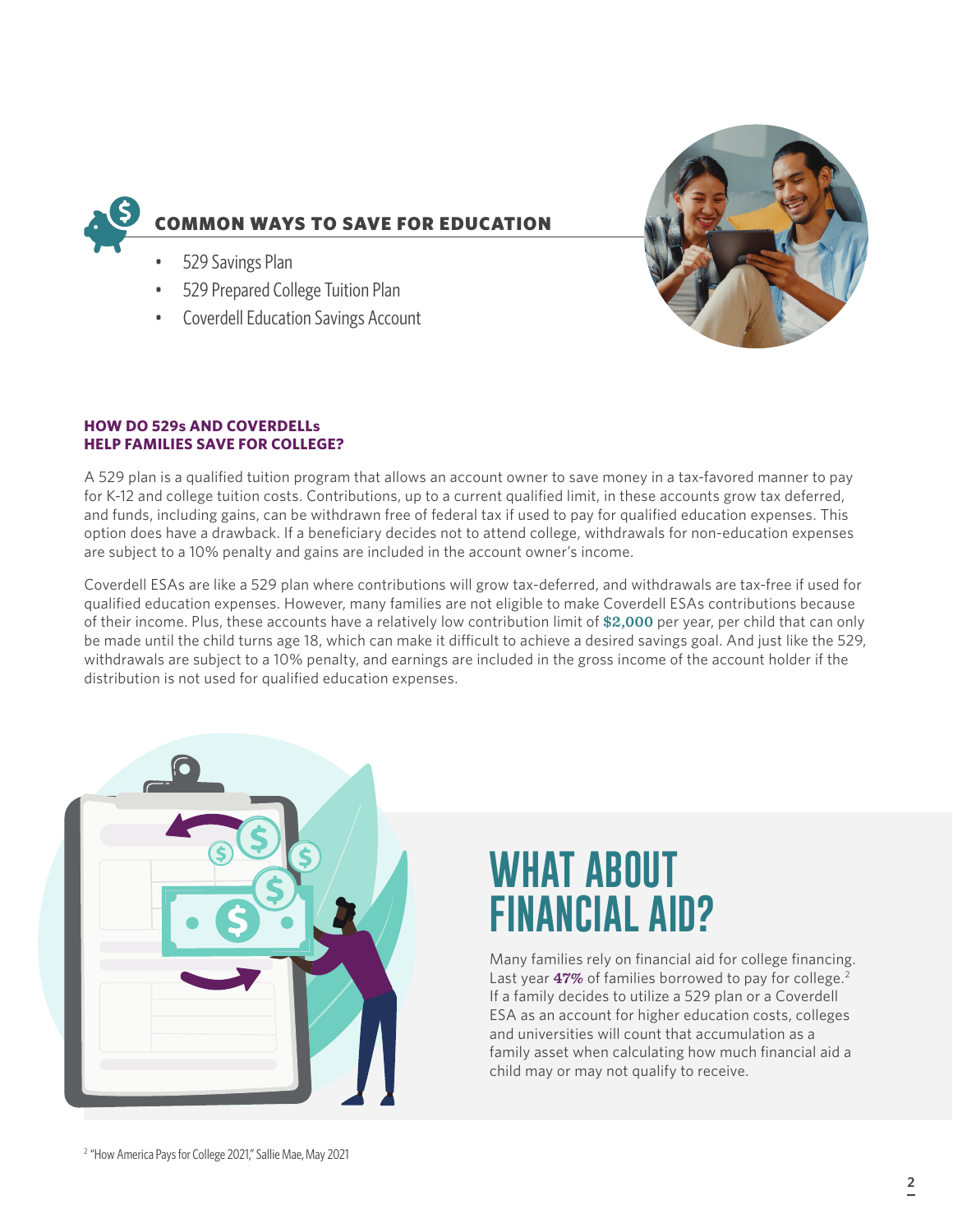## COMMON WAYS TO SAVE FOR EDUCATION

- 529 Savings Plan
- 529 Prepared College Tuition Plan
- Coverdell Education Savings Account

### HOW DO 529s AND COVERDELLs HELP FAMILIES SAVE FOR COLLEGE?

A 529 plan is a qualified tuition program that allows an account owner to save money in a tax-favored manner to pay for K-12 and college tuition costs. Contributions, up to a current qualified limit, in these accounts grow tax deferred, and funds, including gains, can be withdrawn free of federal tax if used to pay for qualified education expenses. This option does have a drawback. If a beneficiary decides not to attend college, withdrawals for non-education expenses are subject to a 10% penalty and gains are included in the account owner's income.

Coverdell ESAs are like a 529 plan where contributions will grow tax-deferred, and withdrawals are tax-free if used for qualified education expenses. However, many families are not eligible to make Coverdell ESAs contributions because of their income. Plus, these accounts have a relatively low contribution limit of **$2,000** per year, per child that can only be made until the child turns age 18, which can make it difficult to achieve a desired savings goal. And just like the 529, withdrawals are subject to a 10% penalty, and earnings are included in the gross income of the account holder if the distribution is not used for qualified education expenses.

## WHAT ABOUT FINANCIAL AID?

Many families rely on financial aid for college financing. Last year **47%** of families borrowed to pay for college.[2] If a family decides to utilize a 529 plan or a Coverdell ESA as an account for higher education costs, colleges and universities will count that accumulation as a family asset when calculating how much financial aid a child may or may not qualify to receive.

[2] "How America Pays for College 2021," Sallie Mae, May 2021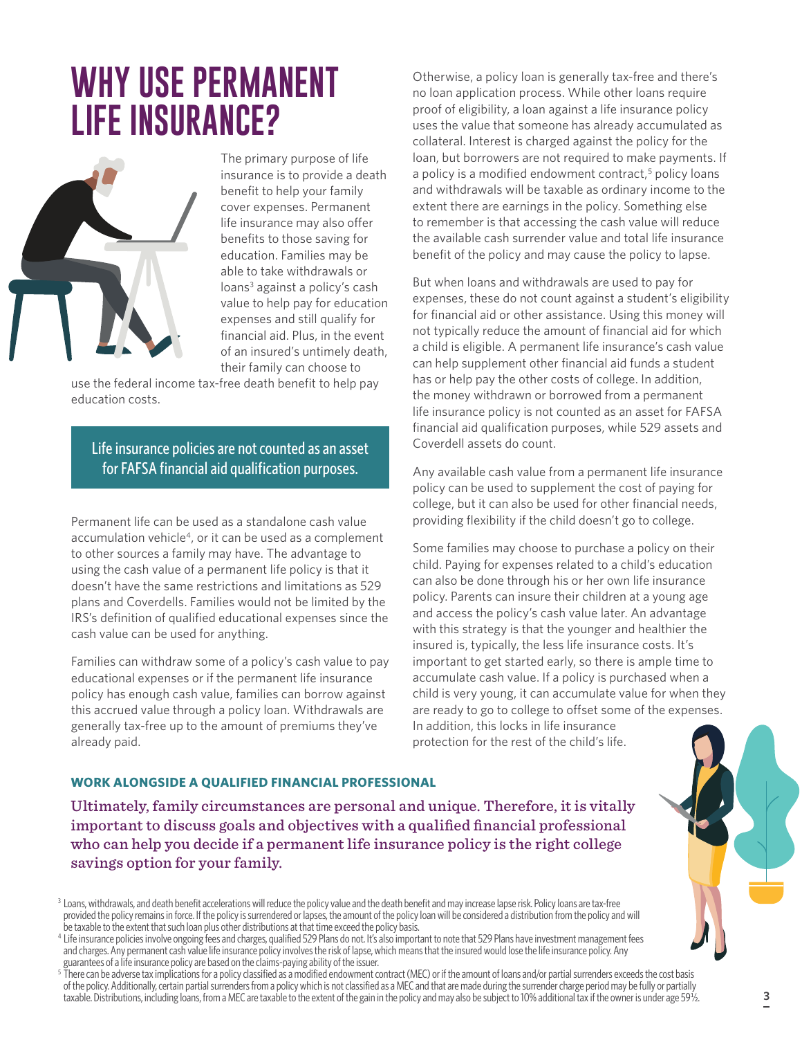# WHY USE PERMANENT LIFE INSURANCE?

The primary purpose of life insurance is to provide a death benefit to help your family cover expenses. Permanent life insurance may also offer benefits to those saving for education. Families may be able to take withdrawals or loans[3] against a policy's cash value to help pay for education expenses and still qualify for financial aid. Plus, in the event of an insured's untimely death, their family can choose to use the federal income tax-free death benefit to help pay education costs.

> Life insurance policies are not counted as an asset for FAFSA financial aid qualification purposes.

Permanent life can be used as a standalone cash value accumulation vehicle[4], or it can be used as a complement to other sources a family may have. The advantage to using the cash value of a permanent life policy is that it doesn't have the same restrictions and limitations as 529 plans and Coverdells. Families would not be limited by the IRS's definition of qualified educational expenses since the cash value can be used for anything.

Families can withdraw some of a policy's cash value to pay educational expenses or if the permanent life insurance policy has enough cash value, families can borrow against this accrued value through a policy loan. Withdrawals are generally tax-free up to the amount of premiums they've already paid.

Otherwise, a policy loan is generally tax-free and there's no loan application process. While other loans require proof of eligibility, a loan against a life insurance policy uses the value that someone has already accumulated as collateral. Interest is charged against the policy for the loan, but borrowers are not required to make payments. If a policy is a modified endowment contract,[5] policy loans and withdrawals will be taxable as ordinary income to the extent there are earnings in the policy. Something else to remember is that accessing the cash value will reduce the available cash surrender value and total life insurance benefit of the policy and may cause the policy to lapse.

But when loans and withdrawals are used to pay for expenses, these do not count against a student's eligibility for financial aid or other assistance. Using this money will not typically reduce the amount of financial aid for which a child is eligible. A permanent life insurance's cash value can help supplement other financial aid funds a student has or help pay the other costs of college. In addition, the money withdrawn or borrowed from a permanent life insurance policy is not counted as an asset for FAFSA financial aid qualification purposes, while 529 assets and Coverdell assets do count.

Any available cash value from a permanent life insurance policy can be used to supplement the cost of paying for college, but it can also be used for other financial needs, providing flexibility if the child doesn't go to college.

Some families may choose to purchase a policy on their child. Paying for expenses related to a child's education can also be done through his or her own life insurance policy. Parents can insure their children at a young age and access the policy's cash value later. An advantage with this strategy is that the younger and healthier the insured is, typically, the less life insurance costs. It's important to get started early, so there is ample time to accumulate cash value. If a policy is purchased when a child is very young, it can accumulate value for when they are ready to go to college to offset some of the expenses. In addition, this locks in life insurance protection for the rest of the child's life.

### WORK ALONGSIDE A QUALIFIED FINANCIAL PROFESSIONAL

**Ultimately, family circumstances are personal and unique. Therefore, it is vitally important to discuss goals and objectives with a qualified financial professional who can help you decide if a permanent life insurance policy is the right college savings option for your family.**

[3] Loans, withdrawals, and death benefit accelerations will reduce the policy value and the death benefit and may increase lapse risk. Policy loans are tax-free provided the policy remains in force. If the policy is surrendered or lapses, the amount of the policy loan will be considered a distribution from the policy and will be taxable to the extent that such loan plus other distributions at that time exceed the policy basis.

[4] Life insurance policies involve ongoing fees and charges, qualified 529 Plans do not. It's also important to note that 529 Plans have investment management fees and charges. Any permanent cash value life insurance policy involves the risk of lapse, which means that the insured would lose the life insurance policy. Any guarantees of a life insurance policy are based on the claims-paying ability of the issuer.

[5] There can be adverse tax implications for a policy classified as a modified endowment contract (MEC) or if the amount of loans and/or partial surrenders exceeds the cost basis of the policy. Additionally, certain partial surrenders from a policy which is not classified as a MEC and that are made during the surrender charge period may be fully or partially taxable. Distributions, including loans, from a MEC are taxable to the extent of the gain in the policy and may also be subject to 10% additional tax if the owner is under age 59½.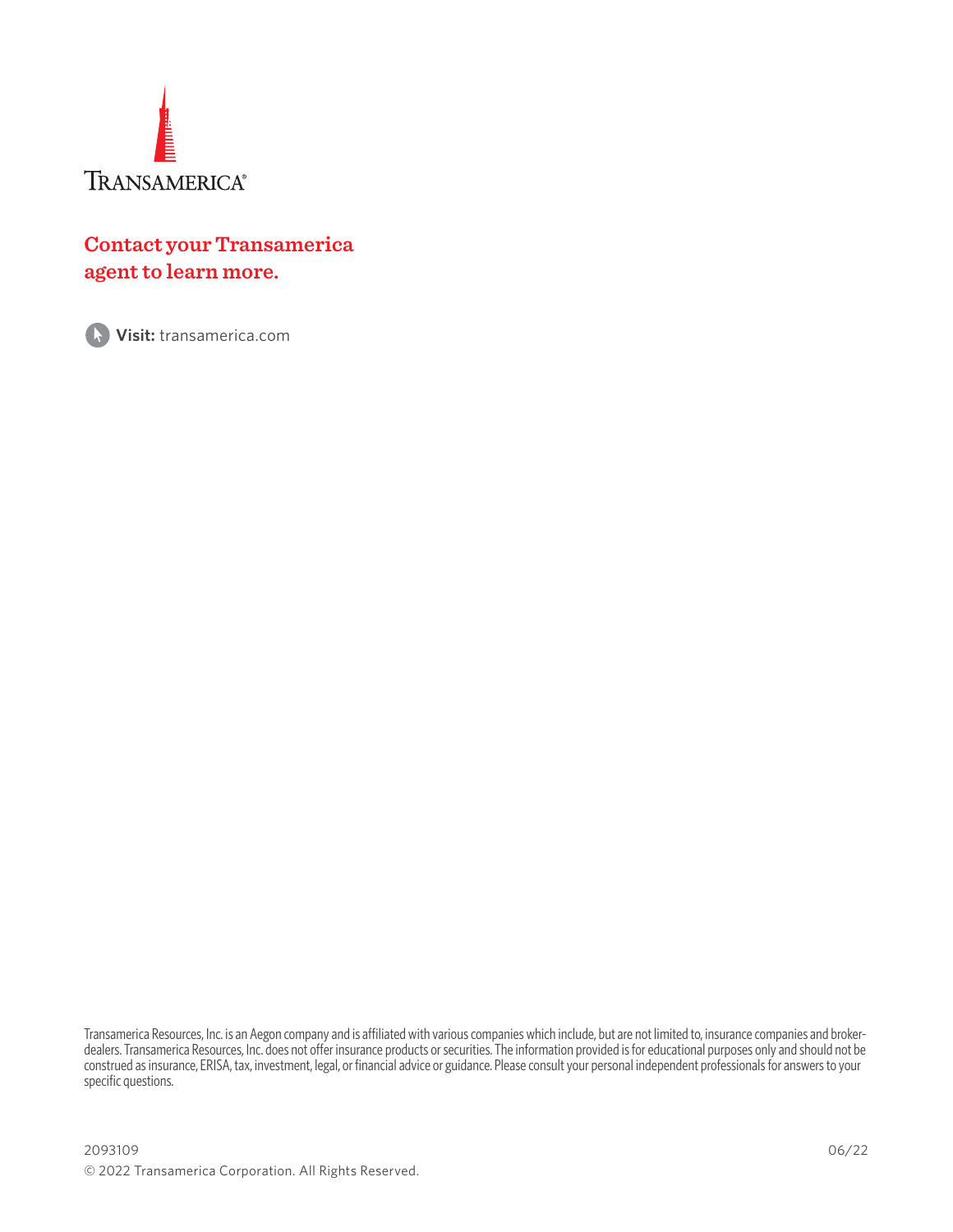TRANSAMERICA®

## Contact your Transamerica agent to learn more.

**Visit:** transamerica.com

Transamerica Resources, Inc. is an Aegon company and is affiliated with various companies which include, but are not limited to, insurance companies and broker-dealers. Transamerica Resources, Inc. does not offer insurance products or securities. The information provided is for educational purposes only and should not be construed as insurance, ERISA, tax, investment, legal, or financial advice or guidance. Please consult your personal independent professionals for answers to your specific questions.

2093109 06/22

© 2022 Transamerica Corporation. All Rights Reserved.